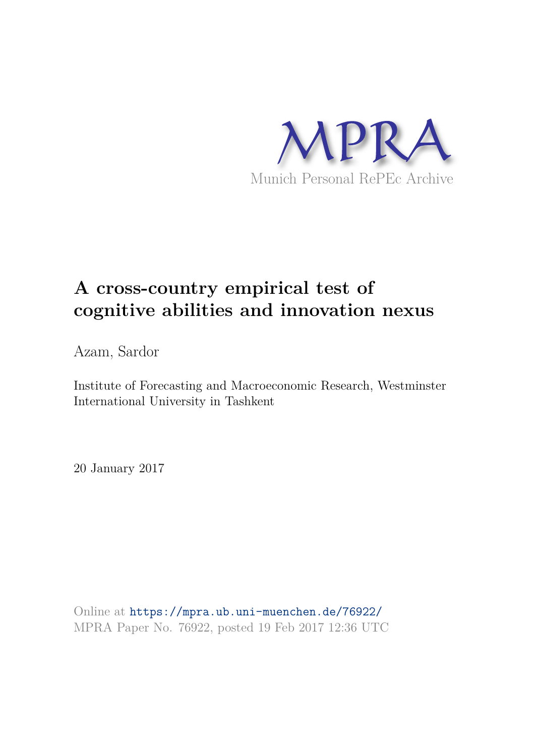MPRA

Munich Personal RePEc Archive

# A cross-country empirical test of cognitive abilities and innovation nexus

Azam, Sardor

Institute of Forecasting and Macroeconomic Research, Westminster International University in Tashkent

20 January 2017

Online at https://mpra.ub.uni-muenchen.de/76922/
MPRA Paper No. 76922, posted 19 Feb 2017 12:36 UTC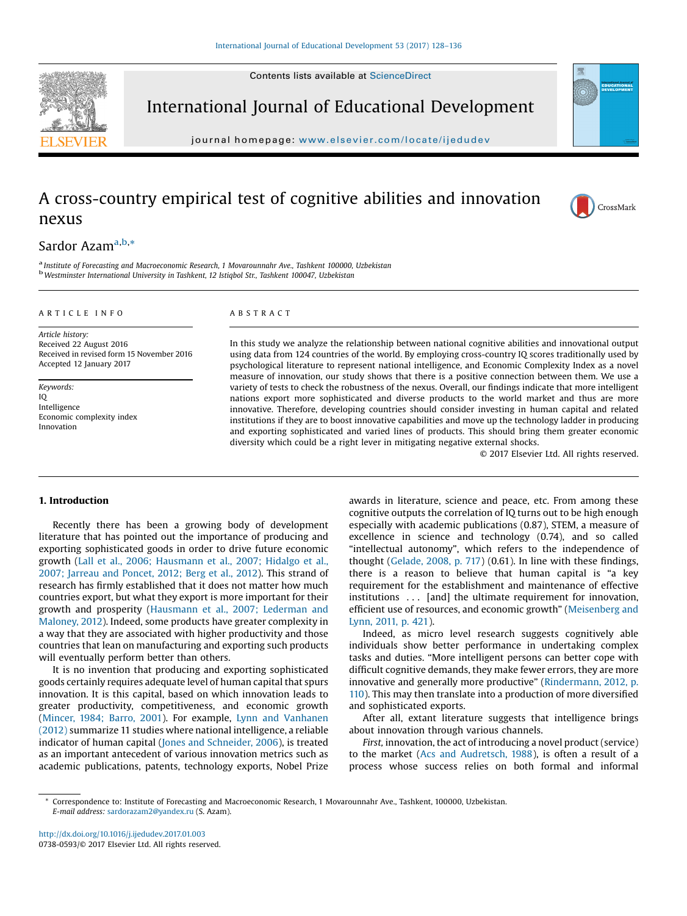# A cross-country empirical test of cognitive abilities and innovation nexus

Sardor Azam[a,b,*]

[a] Institute of Forecasting and Macroeconomic Research, 1 Movarounnahr Ave., Tashkent 100000, Uzbekistan
[b] Westminster International University in Tashkent, 12 Istiqbol Str., Tashkent 100047, Uzbekistan

**ARTICLE INFO**

*Article history:*
Received 22 August 2016
Received in revised form 15 November 2016
Accepted 12 January 2017

*Keywords:*
IQ
Intelligence
Economic complexity index
Innovation

**ABSTRACT**

In this study we analyze the relationship between national cognitive abilities and innovational output using data from 124 countries of the world. By employing cross-country IQ scores traditionally used by psychological literature to represent national intelligence, and Economic Complexity Index as a novel measure of innovation, our study shows that there is a positive connection between them. We use a variety of tests to check the robustness of the nexus. Overall, our findings indicate that more intelligent nations export more sophisticated and diverse products to the world market and thus are more innovative. Therefore, developing countries should consider investing in human capital and related institutions if they are to boost innovative capabilities and move up the technology ladder in producing and exporting sophisticated and varied lines of products. This should bring them greater economic diversity which could be a right lever in mitigating negative external shocks.

© 2017 Elsevier Ltd. All rights reserved.

## 1. Introduction

Recently there has been a growing body of development literature that has pointed out the importance of producing and exporting sophisticated goods in order to drive future economic growth (Lall et al., 2006; Hausmann et al., 2007; Hidalgo et al., 2007; Jarreau and Poncet, 2012; Berg et al., 2012). This strand of research has firmly established that it does not matter how much countries export, but what they export is more important for their growth and prosperity (Hausmann et al., 2007; Lederman and Maloney, 2012). Indeed, some products have greater complexity in a way that they are associated with higher productivity and those countries that lean on manufacturing and exporting such products will eventually perform better than others.

It is no invention that producing and exporting sophisticated goods certainly requires adequate level of human capital that spurs innovation. It is this capital, based on which innovation leads to greater productivity, competitiveness, and economic growth (Mincer, 1984; Barro, 2001). For example, Lynn and Vanhanen (2012) summarize 11 studies where national intelligence, a reliable indicator of human capital (Jones and Schneider, 2006), is treated as an important antecedent of various innovation metrics such as academic publications, patents, technology exports, Nobel Prize awards in literature, science and peace, etc. From among these cognitive outputs the correlation of IQ turns out to be high enough especially with academic publications (0.87), STEM, a measure of excellence in science and technology (0.74), and so called "intellectual autonomy", which refers to the independence of thought (Gelade, 2008, p. 717) (0.61). In line with these findings, there is a reason to believe that human capital is "a key requirement for the establishment and maintenance of effective institutions . . . [and] the ultimate requirement for innovation, efficient use of resources, and economic growth" (Meisenberg and Lynn, 2011, p. 421).

Indeed, as micro level research suggests cognitively able individuals show better performance in undertaking complex tasks and duties. "More intelligent persons can better cope with difficult cognitive demands, they make fewer errors, they are more innovative and generally more productive" (Rindermann, 2012, p. 110). This may then translate into a production of more diversified and sophisticated exports.

After all, extant literature suggests that intelligence brings about innovation through various channels.

*First,* innovation, the act of introducing a novel product (service) to the market (Acs and Audretsch, 1988), is often a result of a process whose success relies on both formal and informal

* Correspondence to: Institute of Forecasting and Macroeconomic Research, 1 Movarounnahr Ave., Tashkent, 100000, Uzbekistan.
E-mail address: sardorazam2@yandex.ru (S. Azam).

http://dx.doi.org/10.1016/j.ijedudev.2017.01.003
0738-0593/© 2017 Elsevier Ltd. All rights reserved.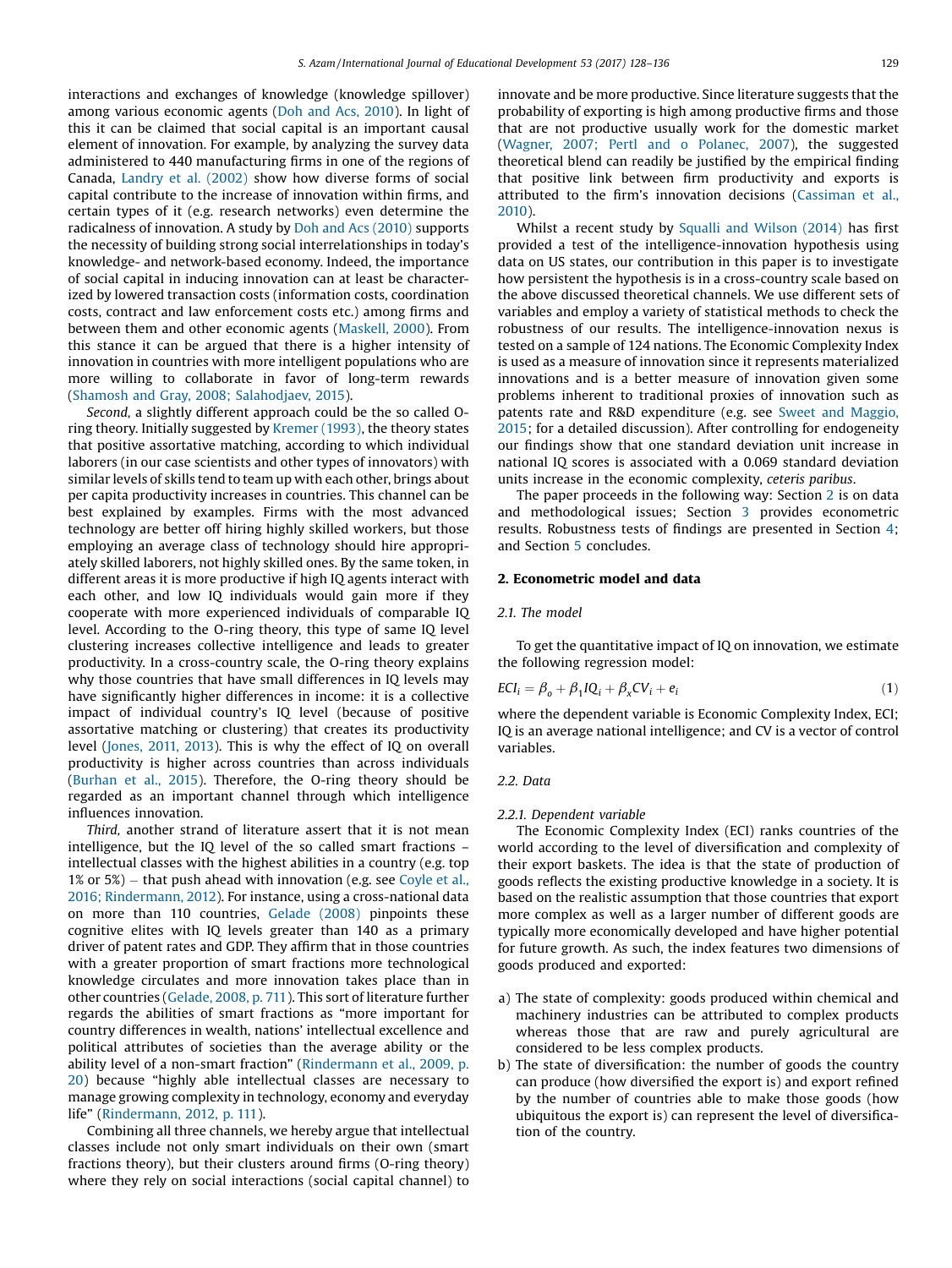interactions and exchanges of knowledge (knowledge spillover) among various economic agents (Doh and Acs, 2010). In light of this it can be claimed that social capital is an important causal element of innovation. For example, by analyzing the survey data administered to 440 manufacturing firms in one of the regions of Canada, Landry et al. (2002) show how diverse forms of social capital contribute to the increase of innovation within firms, and certain types of it (e.g. research networks) even determine the radicalness of innovation. A study by Doh and Acs (2010) supports the necessity of building strong social interrelationships in today's knowledge- and network-based economy. Indeed, the importance of social capital in inducing innovation can at least be characterized by lowered transaction costs (information costs, coordination costs, contract and law enforcement costs etc.) among firms and between them and other economic agents (Maskell, 2000). From this stance it can be argued that there is a higher intensity of innovation in countries with more intelligent populations who are more willing to collaborate in favor of long-term rewards (Shamosh and Gray, 2008; Salahodjaev, 2015).

*Second*, a slightly different approach could be the so called O-ring theory. Initially suggested by Kremer (1993), the theory states that positive assortative matching, according to which individual laborers (in our case scientists and other types of innovators) with similar levels of skills tend to team up with each other, brings about per capita productivity increases in countries. This channel can be best explained by examples. Firms with the most advanced technology are better off hiring highly skilled workers, but those employing an average class of technology should hire appropriately skilled laborers, not highly skilled ones. By the same token, in different areas it is more productive if high IQ agents interact with each other, and low IQ individuals would gain more if they cooperate with more experienced individuals of comparable IQ level. According to the O-ring theory, this type of same IQ level clustering increases collective intelligence and leads to greater productivity. In a cross-country scale, the O-ring theory explains why those countries that have small differences in IQ levels may have significantly higher differences in income: it is a collective impact of individual country's IQ level (because of positive assortative matching or clustering) that creates its productivity level (Jones, 2011, 2013). This is why the effect of IQ on overall productivity is higher across countries than across individuals (Burhan et al., 2015). Therefore, the O-ring theory should be regarded as an important channel through which intelligence influences innovation.

*Third*, another strand of literature assert that it is not mean intelligence, but the IQ level of the so called smart fractions – intellectual classes with the highest abilities in a country (e.g. top 1% or 5%) – that push ahead with innovation (e.g. see Coyle et al., 2016; Rindermann, 2012). For instance, using a cross-national data on more than 110 countries, Gelade (2008) pinpoints these cognitive elites with IQ levels greater than 140 as a primary driver of patent rates and GDP. They affirm that in those countries with a greater proportion of smart fractions more technological knowledge circulates and more innovation takes place than in other countries (Gelade, 2008, p. 711). This sort of literature further regards the abilities of smart fractions as "more important for country differences in wealth, nations' intellectual excellence and political attributes of societies than the average ability or the ability level of a non-smart fraction" (Rindermann et al., 2009, p. 20) because "highly able intellectual classes are necessary to manage growing complexity in technology, economy and everyday life" (Rindermann, 2012, p. 111).

Combining all three channels, we hereby argue that intellectual classes include not only smart individuals on their own (smart fractions theory), but their clusters around firms (O-ring theory) where they rely on social interactions (social capital channel) to innovate and be more productive. Since literature suggests that the probability of exporting is high among productive firms and those that are not productive usually work for the domestic market (Wagner, 2007; Pertl and o Polanec, 2007), the suggested theoretical blend can readily be justified by the empirical finding that positive link between firm productivity and exports is attributed to the firm's innovation decisions (Cassiman et al., 2010).

Whilst a recent study by Squalli and Wilson (2014) has first provided a test of the intelligence-innovation hypothesis using data on US states, our contribution in this paper is to investigate how persistent the hypothesis is in a cross-country scale based on the above discussed theoretical channels. We use different sets of variables and employ a variety of statistical methods to check the robustness of our results. The intelligence-innovation nexus is tested on a sample of 124 nations. The Economic Complexity Index is used as a measure of innovation since it represents materialized innovations and is a better measure of innovation given some problems inherent to traditional proxies of innovation such as patents rate and R&D expenditure (e.g. see Sweet and Maggio, 2015; for a detailed discussion). After controlling for endogeneity our findings show that one standard deviation unit increase in national IQ scores is associated with a 0.069 standard deviation units increase in the economic complexity, *ceteris paribus*.

The paper proceeds in the following way: Section 2 is on data and methodological issues; Section 3 provides econometric results. Robustness tests of findings are presented in Section 4; and Section 5 concludes.

## 2. Econometric model and data

### 2.1. The model

To get the quantitative impact of IQ on innovation, we estimate the following regression model:

$$ECI_i = \beta_o + \beta_1 IQ_i + \beta_x CV_i + e_i \tag{1}$$

where the dependent variable is Economic Complexity Index, ECI; IQ is an average national intelligence; and CV is a vector of control variables.

### 2.2. Data

#### 2.2.1. Dependent variable

The Economic Complexity Index (ECI) ranks countries of the world according to the level of diversification and complexity of their export baskets. The idea is that the state of production of goods reflects the existing productive knowledge in a society. It is based on the realistic assumption that those countries that export more complex as well as a larger number of different goods are typically more economically developed and have higher potential for future growth. As such, the index features two dimensions of goods produced and exported:

a) The state of complexity: goods produced within chemical and machinery industries can be attributed to complex products whereas those that are raw and purely agricultural are considered to be less complex products.
b) The state of diversification: the number of goods the country can produce (how diversified the export is) and export refined by the number of countries able to make those goods (how ubiquitous the export is) can represent the level of diversification of the country.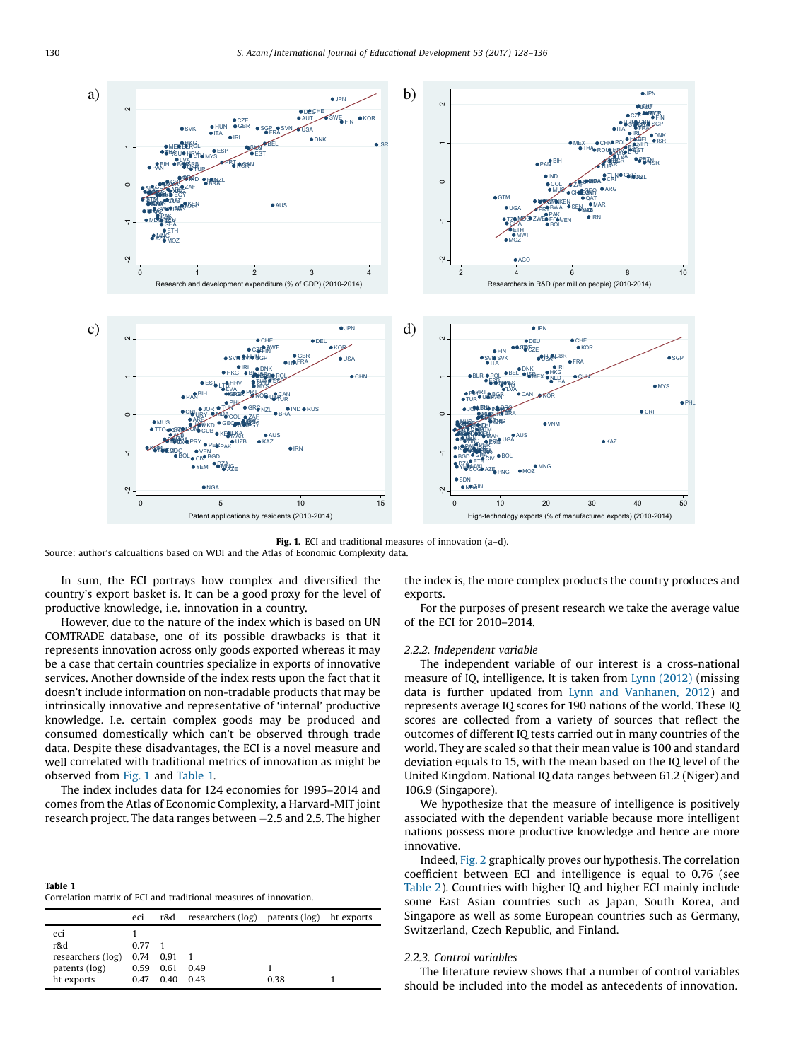Fig. 1. ECI and traditional measures of innovation (a–d).

Source: author's calcualtions based on WDI and the Atlas of Economic Complexity data.

In sum, the ECI portrays how complex and diversified the country's export basket is. It can be a good proxy for the level of productive knowledge, i.e. innovation in a country.

However, due to the nature of the index which is based on UN COMTRADE database, one of its possible drawbacks is that it represents innovation across only goods exported whereas it may be a case that certain countries specialize in exports of innovative services. Another downside of the index rests upon the fact that it doesn't include information on non-tradable products that may be intrinsically innovative and representative of 'internal' productive knowledge. I.e. certain complex goods may be produced and consumed domestically which can't be observed through trade data. Despite these disadvantages, the ECI is a novel measure and well correlated with traditional metrics of innovation as might be observed from Fig. 1 and Table 1.

The index includes data for 124 economies for 1995–2014 and comes from the Atlas of Economic Complexity, a Harvard-MIT joint research project. The data ranges between −2.5 and 2.5. The higher the index is, the more complex products the country produces and exports.

For the purposes of present research we take the average value of the ECI for 2010–2014.

### 2.2.2. Independent variable

The independent variable of our interest is a cross-national measure of IQ, intelligence. It is taken from Lynn (2012) (missing data is further updated from Lynn and Vanhanen, 2012) and represents average IQ scores for 190 nations of the world. These IQ scores are collected from a variety of sources that reflect the outcomes of different IQ tests carried out in many countries of the world. They are scaled so that their mean value is 100 and standard deviation equals to 15, with the mean based on the IQ level of the United Kingdom. National IQ data ranges between 61.2 (Niger) and 106.9 (Singapore).

We hypothesize that the measure of intelligence is positively associated with the dependent variable because more intelligent nations possess more productive knowledge and hence are more innovative.

Indeed, Fig. 2 graphically proves our hypothesis. The correlation coefficient between ECI and intelligence is equal to 0.76 (see Table 2). Countries with higher IQ and higher ECI mainly include some East Asian countries such as Japan, South Korea, and Singapore as well as some European countries such as Germany, Switzerland, Czech Republic, and Finland.

### 2.2.3. Control variables

The literature review shows that a number of control variables should be included into the model as antecedents of innovation.

**Table 1**
Correlation matrix of ECI and traditional measures of innovation.

| | eci | r&d | researchers (log) | patents (log) | ht exports |
|---|---|---|---|---|---|
| eci | 1 | | | | |
| r&d | 0.77 | 1 | | | |
| researchers (log) | 0.74 | 0.91 | 1 | | |
| patents (log) | 0.59 | 0.61 | 0.49 | 1 | |
| ht exports | 0.47 | 0.40 | 0.43 | 0.38 | 1 |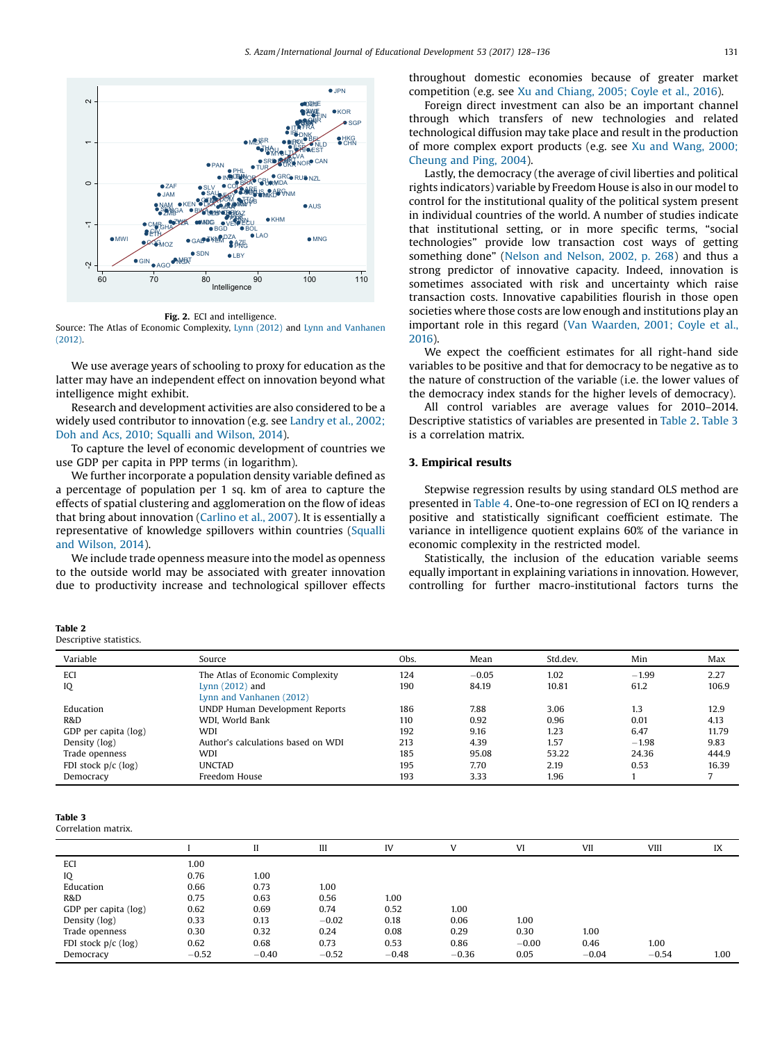**Fig. 2.** ECI and intelligence.
Source: The Atlas of Economic Complexity, Lynn (2012) and Lynn and Vanhanen (2012).

We use average years of schooling to proxy for education as the latter may have an independent effect on innovation beyond what intelligence might exhibit.

Research and development activities are also considered to be a widely used contributor to innovation (e.g. see Landry et al., 2002; Doh and Acs, 2010; Squalli and Wilson, 2014).

To capture the level of economic development of countries we use GDP per capita in PPP terms (in logarithm).

We further incorporate a population density variable defined as a percentage of population per 1 sq. km of area to capture the effects of spatial clustering and agglomeration on the flow of ideas that bring about innovation (Carlino et al., 2007). It is essentially a representative of knowledge spillovers within countries (Squalli and Wilson, 2014).

We include trade openness measure into the model as openness to the outside world may be associated with greater innovation due to productivity increase and technological spillover effects throughout domestic economies because of greater market competition (e.g. see Xu and Chiang, 2005; Coyle et al., 2016).

Foreign direct investment can also be an important channel through which transfers of new technologies and related technological diffusion may take place and result in the production of more complex export products (e.g. see Xu and Wang, 2000; Cheung and Ping, 2004).

Lastly, the democracy (the average of civil liberties and political rights indicators) variable by Freedom House is also in our model to control for the institutional quality of the political system present in individual countries of the world. A number of studies indicate that institutional setting, or in more specific terms, "social technologies" provide low transaction cost ways of getting something done" (Nelson and Nelson, 2002, p. 268) and thus a strong predictor of innovative capacity. Indeed, innovation is sometimes associated with risk and uncertainty which raise transaction costs. Innovative capabilities flourish in those open societies where those costs are low enough and institutions play an important role in this regard (Van Waarden, 2001; Coyle et al., 2016).

We expect the coefficient estimates for all right-hand side variables to be positive and that for democracy to be negative as to the nature of construction of the variable (i.e. the lower values of the democracy index stands for the higher levels of democracy).

All control variables are average values for 2010–2014. Descriptive statistics of variables are presented in Table 2. Table 3 is a correlation matrix.

## 3. Empirical results

Stepwise regression results by using standard OLS method are presented in Table 4. One-to-one regression of ECI on IQ renders a positive and statistically significant coefficient estimate. The variance in intelligence quotient explains 60% of the variance in economic complexity in the restricted model.

Statistically, the inclusion of the education variable seems equally important in explaining variations in innovation. However, controlling for further macro-institutional factors turns the

**Table 2**
Descriptive statistics.

| Variable | Source | Obs. | Mean | Std.dev. | Min | Max |
|---|---|---|---|---|---|---|
| ECI | The Atlas of Economic Complexity | 124 | −0.05 | 1.02 | −1.99 | 2.27 |
| IQ | Lynn (2012) and Lynn and Vanhanen (2012) | 190 | 84.19 | 10.81 | 61.2 | 106.9 |
| Education | UNDP Human Development Reports | 186 | 7.88 | 3.06 | 1.3 | 12.9 |
| R&D | WDI, World Bank | 110 | 0.92 | 0.96 | 0.01 | 4.13 |
| GDP per capita (log) | WDI | 192 | 9.16 | 1.23 | 6.47 | 11.79 |
| Density (log) | Author's calculations based on WDI | 213 | 4.39 | 1.57 | −1.98 | 9.83 |
| Trade openness | WDI | 185 | 95.08 | 53.22 | 24.36 | 444.9 |
| FDI stock p/c (log) | UNCTAD | 195 | 7.70 | 2.19 | 0.53 | 16.39 |
| Democracy | Freedom House | 193 | 3.33 | 1.96 | 1 | 7 |

**Table 3**
Correlation matrix.

| | I | II | III | IV | V | VI | VII | VIII | IX |
|---|---|---|---|---|---|---|---|---|---|
| ECI | 1.00 | | | | | | | | |
| IQ | 0.76 | 1.00 | | | | | | | |
| Education | 0.66 | 0.73 | 1.00 | | | | | | |
| R&D | 0.75 | 0.63 | 0.56 | 1.00 | | | | | |
| GDP per capita (log) | 0.62 | 0.69 | 0.74 | 0.52 | 1.00 | | | | |
| Density (log) | 0.33 | 0.13 | −0.02 | 0.18 | 0.06 | 1.00 | | | |
| Trade openness | 0.30 | 0.32 | 0.24 | 0.08 | 0.29 | 0.30 | 1.00 | | |
| FDI stock p/c (log) | 0.62 | 0.68 | 0.73 | 0.53 | 0.86 | −0.00 | 0.46 | 1.00 | |
| Democracy | −0.52 | −0.40 | −0.52 | −0.48 | −0.36 | 0.05 | −0.04 | −0.54 | 1.00 |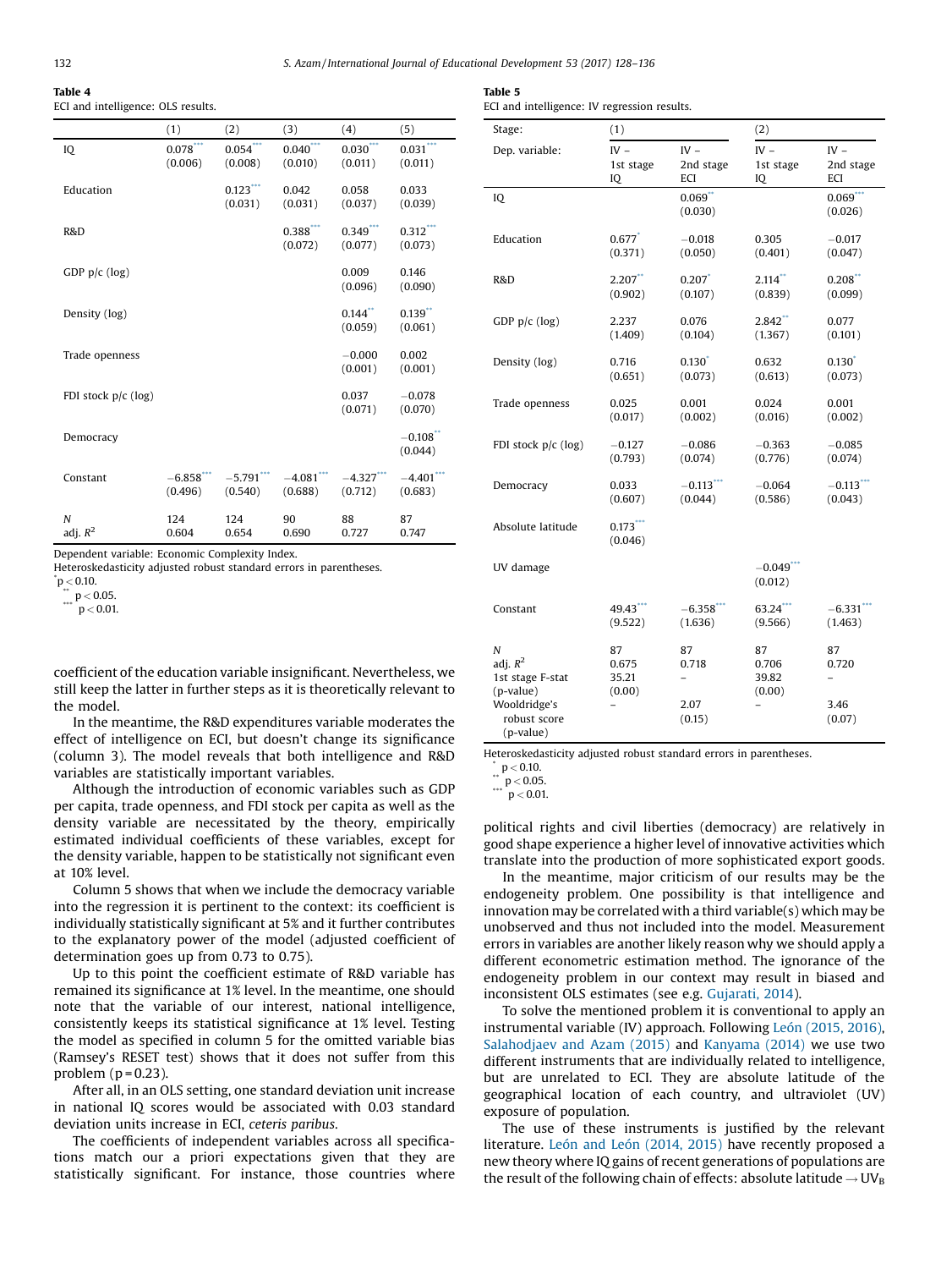**Table 4**
ECI and intelligence: OLS results.

| | (1) | (2) | (3) | (4) | (5) |
|---|---|---|---|---|---|
| IQ | 0.078*** (0.006) | 0.054*** (0.008) | 0.040*** (0.010) | 0.030*** (0.011) | 0.031*** (0.011) |
| Education | | 0.123*** (0.031) | 0.042 (0.031) | 0.058 (0.037) | 0.033 (0.039) |
| R&D | | | 0.388*** (0.072) | 0.349*** (0.077) | 0.312*** (0.073) |
| GDP p/c (log) | | | | 0.009 (0.096) | 0.146 (0.090) |
| Density (log) | | | | 0.144** (0.059) | 0.139** (0.061) |
| Trade openness | | | | −0.000 (0.001) | 0.002 (0.001) |
| FDI stock p/c (log) | | | | 0.037 (0.071) | −0.078 (0.070) |
| Democracy | | | | | −0.108** (0.044) |
| Constant | −6.858*** (0.496) | −5.791*** (0.540) | −4.081*** (0.688) | −4.327*** (0.712) | −4.401*** (0.683) |
| *N* | 124 | 124 | 90 | 88 | 87 |
| adj. $R^2$ | 0.604 | 0.654 | 0.690 | 0.727 | 0.747 |

Dependent variable: Economic Complexity Index.
Heteroskedasticity adjusted robust standard errors in parentheses.
* $p < 0.10$.
** $p < 0.05$.
*** $p < 0.01$.

coefficient of the education variable insignificant. Nevertheless, we still keep the latter in further steps as it is theoretically relevant to the model.

In the meantime, the R&D expenditures variable moderates the effect of intelligence on ECI, but doesn't change its significance (column 3). The model reveals that both intelligence and R&D variables are statistically important variables.

Although the introduction of economic variables such as GDP per capita, trade openness, and FDI stock per capita as well as the density variable are necessitated by the theory, empirically estimated individual coefficients of these variables, except for the density variable, happen to be statistically not significant even at 10% level.

Column 5 shows that when we include the democracy variable into the regression it is pertinent to the context: its coefficient is individually statistically significant at 5% and it further contributes to the explanatory power of the model (adjusted coefficient of determination goes up from 0.73 to 0.75).

Up to this point the coefficient estimate of R&D variable has remained its significance at 1% level. In the meantime, one should note that the variable of our interest, national intelligence, consistently keeps its statistical significance at 1% level. Testing the model as specified in column 5 for the omitted variable bias (Ramsey's RESET test) shows that it does not suffer from this problem ($p = 0.23$).

After all, in an OLS setting, one standard deviation unit increase in national IQ scores would be associated with 0.03 standard deviation units increase in ECI, *ceteris paribus*.

The coefficients of independent variables across all specifications match our a priori expectations given that they are statistically significant. For instance, those countries where political rights and civil liberties (democracy) are relatively in good shape experience a higher level of innovative activities which translate into the production of more sophisticated export goods.

**Table 5**
ECI and intelligence: IV regression results.

| Stage: | (1) | | (2) | |
|---|---|---|---|---|
| Dep. variable: | IV – 1st stage IQ | IV – 2nd stage ECI | IV – 1st stage IQ | IV – 2nd stage ECI |
| IQ | | 0.069** (0.030) | | 0.069*** (0.026) |
| Education | 0.677* (0.371) | −0.018 (0.050) | 0.305 (0.401) | −0.017 (0.047) |
| R&D | 2.207** (0.902) | 0.207* (0.107) | 2.114** (0.839) | 0.208** (0.099) |
| GDP p/c (log) | 2.237 (1.409) | 0.076 (0.104) | 2.842** (1.367) | 0.077 (0.101) |
| Density (log) | 0.716 (0.651) | 0.130* (0.073) | 0.632 (0.613) | 0.130* (0.073) |
| Trade openness | 0.025 (0.017) | 0.001 (0.002) | 0.024 (0.016) | 0.001 (0.002) |
| FDI stock p/c (log) | −0.127 (0.793) | −0.086 (0.074) | −0.363 (0.776) | −0.085 (0.074) |
| Democracy | 0.033 (0.607) | −0.113*** (0.044) | −0.064 (0.586) | −0.113*** (0.043) |
| Absolute latitude | 0.173*** (0.046) | | | |
| UV damage | | | −0.049*** (0.012) | |
| Constant | 49.43*** (9.522) | −6.358*** (1.636) | 63.24*** (9.566) | −6.331*** (1.463) |
| *N* | 87 | 87 | 87 | 87 |
| adj. $R^2$ | 0.675 | 0.718 | 0.706 | 0.720 |
| 1st stage F-stat (p-value) | 35.21 (0.00) | – | 39.82 (0.00) | – |
| Wooldridge's robust score (p-value) | – | 2.07 (0.15) | – | 3.46 (0.07) |

Heteroskedasticity adjusted robust standard errors in parentheses.
* $p < 0.10$.
** $p < 0.05$.
*** $p < 0.01$.

In the meantime, major criticism of our results may be the endogeneity problem. One possibility is that intelligence and innovation may be correlated with a third variable(s) which may be unobserved and thus not included into the model. Measurement errors in variables are another likely reason why we should apply a different econometric estimation method. The ignorance of the endogeneity problem in our context may result in biased and inconsistent OLS estimates (see e.g. Gujarati, 2014).

To solve the mentioned problem it is conventional to apply an instrumental variable (IV) approach. Following León (2015, 2016), Salahodjaev and Azam (2015) and Kanyama (2014) we use two different instruments that are individually related to intelligence, but are unrelated to ECI. They are absolute latitude of the geographical location of each country, and ultraviolet (UV) exposure of population.

The use of these instruments is justified by the relevant literature. León and León (2014, 2015) have recently proposed a new theory where IQ gains of recent generations of populations are the result of the following chain of effects: absolute latitude → $UV_B$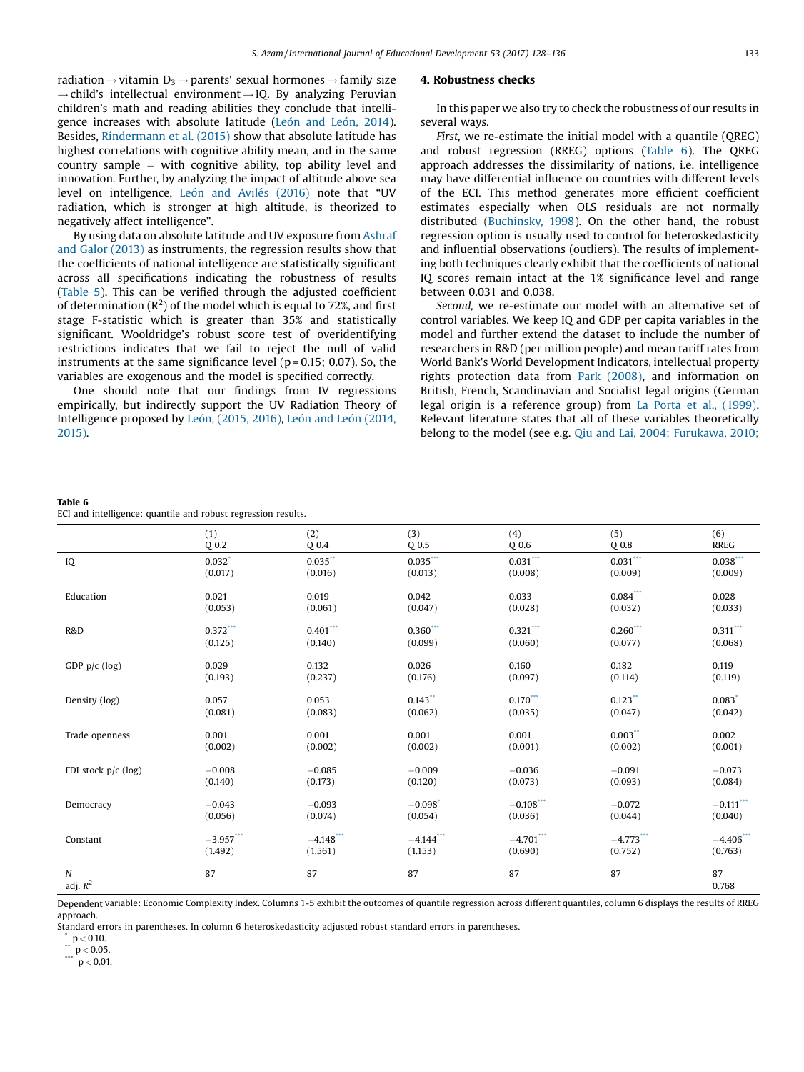radiation → vitamin $D_3$ → parents' sexual hormones → family size → child's intellectual environment → IQ. By analyzing Peruvian children's math and reading abilities they conclude that intelligence increases with absolute latitude (León and León, 2014). Besides, Rindermann et al. (2015) show that absolute latitude has highest correlations with cognitive ability mean, and in the same country sample – with cognitive ability, top ability level and innovation. Further, by analyzing the impact of altitude above sea level on intelligence, León and Avilés (2016) note that "UV radiation, which is stronger at high altitude, is theorized to negatively affect intelligence".

By using data on absolute latitude and UV exposure from Ashraf and Galor (2013) as instruments, the regression results show that the coefficients of national intelligence are statistically significant across all specifications indicating the robustness of results (Table 5). This can be verified through the adjusted coefficient of determination ($R^2$) of the model which is equal to 72%, and first stage F-statistic which is greater than 35% and statistically significant. Wooldridge's robust score test of overidentifying restrictions indicates that we fail to reject the null of valid instruments at the same significance level ($p = 0.15$; 0.07). So, the variables are exogenous and the model is specified correctly.

One should note that our findings from IV regressions empirically, but indirectly support the UV Radiation Theory of Intelligence proposed by León, (2015, 2016), León and León (2014, 2015).

## 4. Robustness checks

In this paper we also try to check the robustness of our results in several ways.

*First*, we re-estimate the initial model with a quantile (QREG) and robust regression (RREG) options (Table 6). The QREG approach addresses the dissimilarity of nations, i.e. intelligence may have differential influence on countries with different levels of the ECI. This method generates more efficient coefficient estimates especially when OLS residuals are not normally distributed (Buchinsky, 1998). On the other hand, the robust regression option is usually used to control for heteroskedasticity and influential observations (outliers). The results of implementing both techniques clearly exhibit that the coefficients of national IQ scores remain intact at the 1% significance level and range between 0.031 and 0.038.

*Second*, we re-estimate our model with an alternative set of control variables. We keep IQ and GDP per capita variables in the model and further extend the dataset to include the number of researchers in R&D (per million people) and mean tariff rates from World Bank's World Development Indicators, intellectual property rights protection data from Park (2008), and information on British, French, Scandinavian and Socialist legal origins (German legal origin is a reference group) from La Porta et al., (1999). Relevant literature states that all of these variables theoretically belong to the model (see e.g. Qiu and Lai, 2004; Furukawa, 2010;

**Table 6**
ECI and intelligence: quantile and robust regression results.

| | (1) Q 0.2 | (2) Q 0.4 | (3) Q 0.5 | (4) Q 0.6 | (5) Q 0.8 | (6) RREG |
|---|---|---|---|---|---|---|
| IQ | 0.032* | 0.035** | 0.035*** | 0.031*** | 0.031*** | 0.038*** |
| | (0.017) | (0.016) | (0.013) | (0.008) | (0.009) | (0.009) |
| Education | 0.021 | 0.019 | 0.042 | 0.033 | 0.084*** | 0.028 |
| | (0.053) | (0.061) | (0.047) | (0.028) | (0.032) | (0.033) |
| R&D | 0.372*** | 0.401*** | 0.360*** | 0.321*** | 0.260*** | 0.311*** |
| | (0.125) | (0.140) | (0.099) | (0.060) | (0.077) | (0.068) |
| GDP p/c (log) | 0.029 | 0.132 | 0.026 | 0.160 | 0.182 | 0.119 |
| | (0.193) | (0.237) | (0.176) | (0.097) | (0.114) | (0.119) |
| Density (log) | 0.057 | 0.053 | 0.143** | 0.170*** | 0.123** | 0.083* |
| | (0.081) | (0.083) | (0.062) | (0.035) | (0.047) | (0.042) |
| Trade openness | 0.001 | 0.001 | 0.001 | 0.001 | 0.003** | 0.002 |
| | (0.002) | (0.002) | (0.002) | (0.001) | (0.002) | (0.001) |
| FDI stock p/c (log) | −0.008 | −0.085 | −0.009 | −0.036 | −0.091 | −0.073 |
| | (0.140) | (0.173) | (0.120) | (0.073) | (0.093) | (0.084) |
| Democracy | −0.043 | −0.093 | −0.098* | −0.108*** | −0.072 | −0.111*** |
| | (0.056) | (0.074) | (0.054) | (0.036) | (0.044) | (0.040) |
| Constant | −3.957*** | −4.148*** | −4.144*** | −4.701*** | −4.773*** | −4.406*** |
| | (1.492) | (1.561) | (1.153) | (0.690) | (0.752) | (0.763) |
| *N* | 87 | 87 | 87 | 87 | 87 | 87 |
| adj. $R^2$ | | | | | | 0.768 |

Dependent variable: Economic Complexity Index. Columns 1-5 exhibit the outcomes of quantile regression across different quantiles, column 6 displays the results of RREG approach.
Standard errors in parentheses. In column 6 heteroskedasticity adjusted robust standard errors in parentheses.
* $p < 0.10$.
** $p < 0.05$.
*** $p < 0.01$.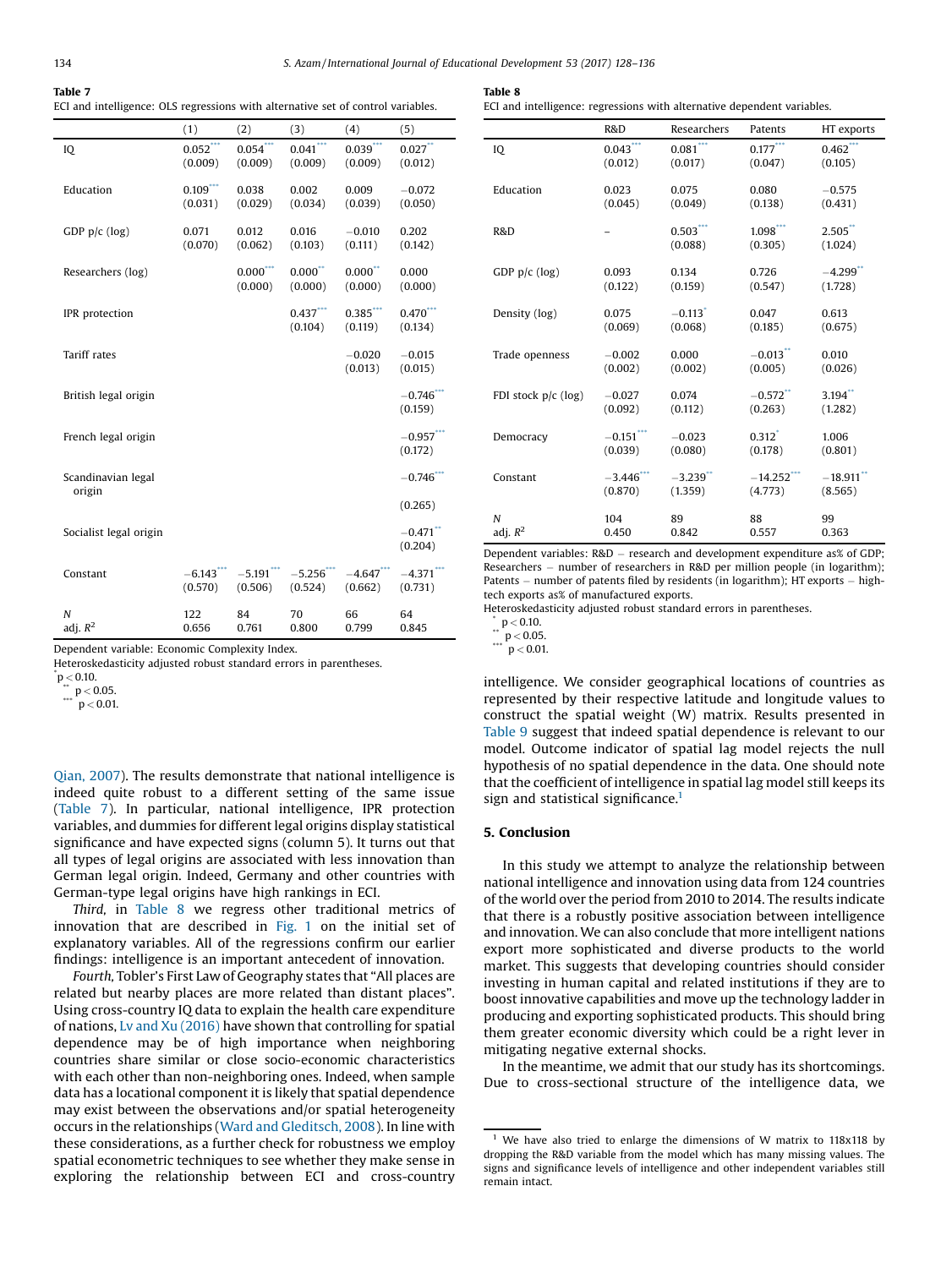**Table 7**
ECI and intelligence: OLS regressions with alternative set of control variables.

| | (1) | (2) | (3) | (4) | (5) |
|---|---|---|---|---|---|
| IQ | 0.052*** | 0.054*** | 0.041*** | 0.039*** | 0.027** |
| | (0.009) | (0.009) | (0.009) | (0.009) | (0.012) |
| Education | 0.109*** | 0.038 | 0.002 | 0.009 | −0.072 |
| | (0.031) | (0.029) | (0.034) | (0.039) | (0.050) |
| GDP p/c (log) | 0.071 | 0.012 | 0.016 | −0.010 | 0.202 |
| | (0.070) | (0.062) | (0.103) | (0.111) | (0.142) |
| Researchers (log) | | 0.000*** | 0.000** | 0.000** | 0.000 |
| | | (0.000) | (0.000) | (0.000) | (0.000) |
| IPR protection | | | 0.437*** | 0.385*** | 0.470*** |
| | | | (0.104) | (0.119) | (0.134) |
| Tariff rates | | | | −0.020 | −0.015 |
| | | | | (0.013) | (0.015) |
| British legal origin | | | | | −0.746*** |
| | | | | | (0.159) |
| French legal origin | | | | | −0.957*** |
| | | | | | (0.172) |
| Scandinavian legal origin | | | | | −0.746*** |
| | | | | | (0.265) |
| Socialist legal origin | | | | | −0.471** |
| | | | | | (0.204) |
| Constant | −6.143*** | −5.191*** | −5.256*** | −4.647*** | −4.371*** |
| | (0.570) | (0.506) | (0.524) | (0.662) | (0.731) |
| N | 122 | 84 | 70 | 66 | 64 |
| adj. $R^2$ | 0.656 | 0.761 | 0.800 | 0.799 | 0.845 |

Dependent variable: Economic Complexity Index.
Heteroskedasticity adjusted robust standard errors in parentheses.
* $p < 0.10$.
** $p < 0.05$.
*** $p < 0.01$.

**Table 8**
ECI and intelligence: regressions with alternative dependent variables.

| | R&D | Researchers | Patents | HT exports |
|---|---|---|---|---|
| IQ | 0.043*** | 0.081*** | 0.177*** | 0.462*** |
| | (0.012) | (0.017) | (0.047) | (0.105) |
| Education | 0.023 | 0.075 | 0.080 | −0.575 |
| | (0.045) | (0.049) | (0.138) | (0.431) |
| R&D | – | 0.503*** | 1.098*** | 2.505** |
| | | (0.088) | (0.305) | (1.024) |
| GDP p/c (log) | 0.093 | 0.134 | 0.726 | −4.299** |
| | (0.122) | (0.159) | (0.547) | (1.728) |
| Density (log) | 0.075 | −0.113* | 0.047 | 0.613 |
| | (0.069) | (0.068) | (0.185) | (0.675) |
| Trade openness | −0.002 | 0.000 | −0.013** | 0.010 |
| | (0.002) | (0.002) | (0.005) | (0.026) |
| FDI stock p/c (log) | −0.027 | 0.074 | −0.572** | 3.194** |
| | (0.092) | (0.112) | (0.263) | (1.282) |
| Democracy | −0.151*** | −0.023 | 0.312* | 1.006 |
| | (0.039) | (0.080) | (0.178) | (0.801) |
| Constant | −3.446*** | −3.239** | −14.252*** | −18.911** |
| | (0.870) | (1.359) | (4.773) | (8.565) |
| N | 104 | 89 | 88 | 99 |
| adj. $R^2$ | 0.450 | 0.842 | 0.557 | 0.363 |

Dependent variables: R&D – research and development expenditure as% of GDP; Researchers – number of researchers in R&D per million people (in logarithm); Patents – number of patents filed by residents (in logarithm); HT exports – high-tech exports as% of manufactured exports.
Heteroskedasticity adjusted robust standard errors in parentheses.
* $p < 0.10$.
** $p < 0.05$.
*** $p < 0.01$.

Qian, 2007). The results demonstrate that national intelligence is indeed quite robust to a different setting of the same issue (Table 7). In particular, national intelligence, IPR protection variables, and dummies for different legal origins display statistical significance and have expected signs (column 5). It turns out that all types of legal origins are associated with less innovation than German legal origin. Indeed, Germany and other countries with German-type legal origins have high rankings in ECI.

*Third*, in Table 8 we regress other traditional metrics of innovation that are described in Fig. 1 on the initial set of explanatory variables. All of the regressions confirm our earlier findings: intelligence is an important antecedent of innovation.

*Fourth*, Tobler's First Law of Geography states that "All places are related but nearby places are more related than distant places". Using cross-country IQ data to explain the health care expenditure of nations, Lv and Xu (2016) have shown that controlling for spatial dependence may be of high importance when neighboring countries share similar or close socio-economic characteristics with each other than non-neighboring ones. Indeed, when sample data has a locational component it is likely that spatial dependence may exist between the observations and/or spatial heterogeneity occurs in the relationships (Ward and Gleditsch, 2008). In line with these considerations, as a further check for robustness we employ spatial econometric techniques to see whether they make sense in exploring the relationship between ECI and cross-country intelligence. We consider geographical locations of countries as represented by their respective latitude and longitude values to construct the spatial weight (W) matrix. Results presented in Table 9 suggest that indeed spatial dependence is relevant to our model. Outcome indicator of spatial lag model rejects the null hypothesis of no spatial dependence in the data. One should note that the coefficient of intelligence in spatial lag model still keeps its sign and statistical significance.[1]

## 5. Conclusion

In this study we attempt to analyze the relationship between national intelligence and innovation using data from 124 countries of the world over the period from 2010 to 2014. The results indicate that there is a robustly positive association between intelligence and innovation. We can also conclude that more intelligent nations export more sophisticated and diverse products to the world market. This suggests that developing countries should consider investing in human capital and related institutions if they are to boost innovative capabilities and move up the technology ladder in producing and exporting sophisticated products. This should bring them greater economic diversity which could be a right lever in mitigating negative external shocks.

In the meantime, we admit that our study has its shortcomings. Due to cross-sectional structure of the intelligence data, we

[1] We have also tried to enlarge the dimensions of W matrix to 118x118 by dropping the R&D variable from the model which has many missing values. The signs and significance levels of intelligence and other independent variables still remain intact.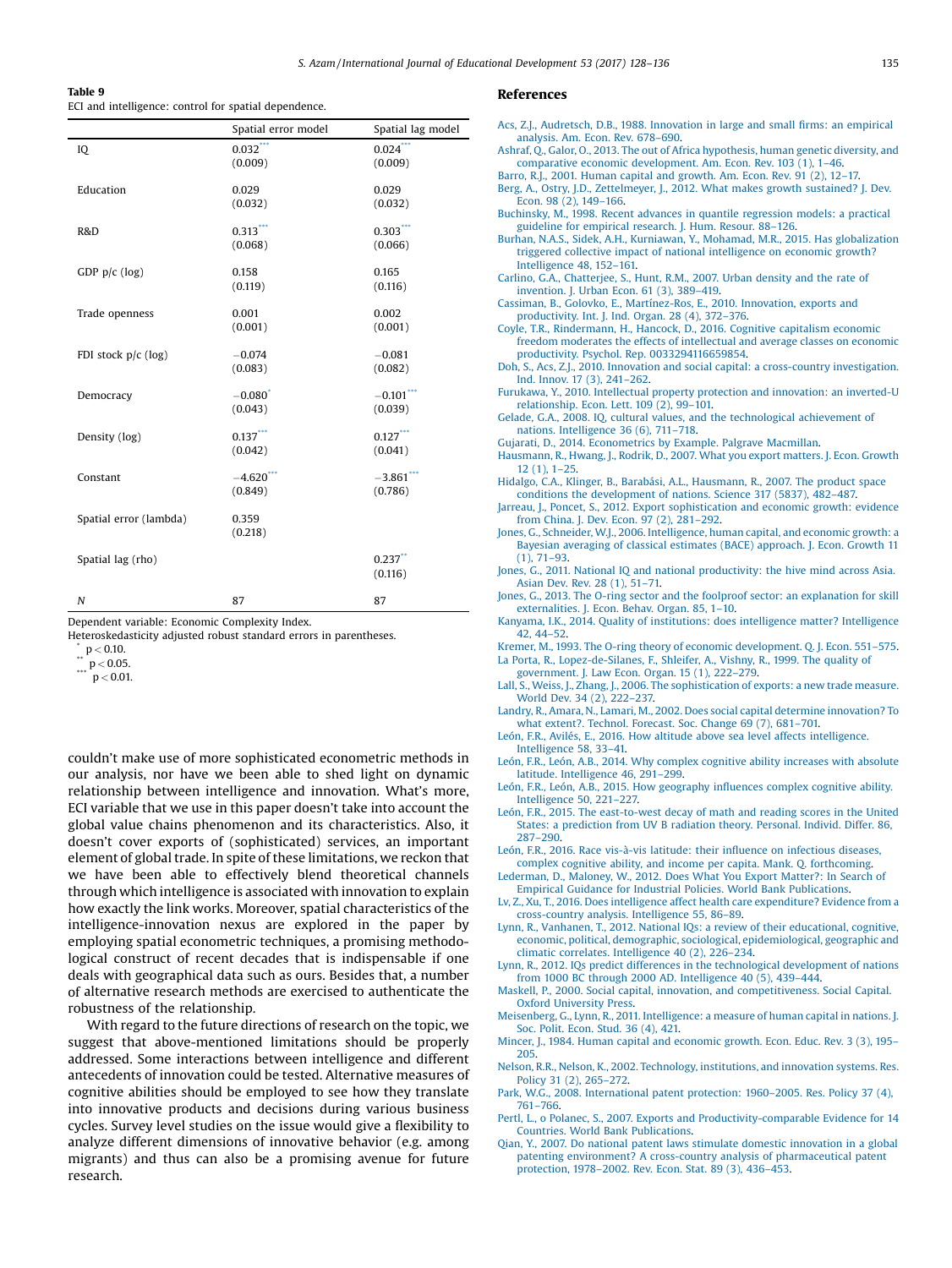**Table 9**
ECI and intelligence: control for spatial dependence.

| | Spatial error model | Spatial lag model |
|---|---|---|
| IQ | 0.032*** | 0.024*** |
| | (0.009) | (0.009) |
| Education | 0.029 | 0.029 |
| | (0.032) | (0.032) |
| R&D | 0.313*** | 0.303*** |
| | (0.068) | (0.066) |
| GDP p/c (log) | 0.158 | 0.165 |
| | (0.119) | (0.116) |
| Trade openness | 0.001 | 0.002 |
| | (0.001) | (0.001) |
| FDI stock p/c (log) | −0.074 | −0.081 |
| | (0.083) | (0.082) |
| Democracy | −0.080* | −0.101*** |
| | (0.043) | (0.039) |
| Density (log) | 0.137*** | 0.127*** |
| | (0.042) | (0.041) |
| Constant | −4.620*** | −3.861*** |
| | (0.849) | (0.786) |
| Spatial error (lambda) | 0.359 | |
| | (0.218) | |
| Spatial lag (rho) | | 0.237** |
| | | (0.116) |
| N | 87 | 87 |

Dependent variable: Economic Complexity Index.
Heteroskedasticity adjusted robust standard errors in parentheses.
* $p < 0.10$.
** $p < 0.05$.
*** $p < 0.01$.

couldn't make use of more sophisticated econometric methods in our analysis, nor have we been able to shed light on dynamic relationship between intelligence and innovation. What's more, ECI variable that we use in this paper doesn't take into account the global value chains phenomenon and its characteristics. Also, it doesn't cover exports of (sophisticated) services, an important element of global trade. In spite of these limitations, we reckon that we have been able to effectively blend theoretical channels through which intelligence is associated with innovation to explain how exactly the link works. Moreover, spatial characteristics of the intelligence-innovation nexus are explored in the paper by employing spatial econometric techniques, a promising methodological construct of recent decades that is indispensable if one deals with geographical data such as ours. Besides that, a number of alternative research methods are exercised to authenticate the robustness of the relationship.

With regard to the future directions of research on the topic, we suggest that above-mentioned limitations should be properly addressed. Some interactions between intelligence and different antecedents of innovation could be tested. Alternative measures of cognitive abilities should be employed to see how they translate into innovative products and decisions during various business cycles. Survey level studies on the issue would give a flexibility to analyze different dimensions of innovative behavior (e.g. among migrants) and thus can also be a promising avenue for future research.

## References

Acs, Z.J., Audretsch, D.B., 1988. Innovation in large and small firms: an empirical analysis. Am. Econ. Rev. 678–690.
Ashraf, Q., Galor, O., 2013. The out of Africa hypothesis, human genetic diversity, and comparative economic development. Am. Econ. Rev. 103 (1), 1–46.
Barro, R.J., 2001. Human capital and growth. Am. Econ. Rev. 91 (2), 12–17.
Berg, A., Ostry, J.D., Zettelmeyer, J., 2012. What makes growth sustained? J. Dev. Econ. 98 (2), 149–166.
Buchinsky, M., 1998. Recent advances in quantile regression models: a practical guideline for empirical research. J. Hum. Resour. 88–126.
Burhan, N.A.S., Sidek, A.H., Kurniawan, Y., Mohamad, M.R., 2015. Has globalization triggered collective impact of national intelligence on economic growth? Intelligence 48, 152–161.
Carlino, G.A., Chatterjee, S., Hunt, R.M., 2007. Urban density and the rate of invention. J. Urban Econ. 61 (3), 389–419.
Cassiman, B., Golovko, E., Martínez-Ros, E., 2010. Innovation, exports and productivity. Int. J. Ind. Organ. 28 (4), 372–376.
Coyle, T.R., Rindermann, H., Hancock, D., 2016. Cognitive capitalism economic freedom moderates the effects of intellectual and average classes on economic productivity. Psychol. Rep. 0033294116659854.
Doh, S., Acs, Z.J., 2010. Innovation and social capital: a cross-country investigation. Ind. Innov. 17 (3), 241–262.
Furukawa, Y., 2010. Intellectual property protection and innovation: an inverted-U relationship. Econ. Lett. 109 (2), 99–101.
Gelade, G.A., 2008. IQ, cultural values, and the technological achievement of nations. Intelligence 36 (6), 711–718.
Gujarati, D., 2014. Econometrics by Example. Palgrave Macmillan.
Hausmann, R., Hwang, J., Rodrik, D., 2007. What you export matters. J. Econ. Growth 12 (1), 1–25.
Hidalgo, C.A., Klinger, B., Barabási, A.L., Hausmann, R., 2007. The product space conditions the development of nations. Science 317 (5837), 482–487.
Jarreau, J., Poncet, S., 2012. Export sophistication and economic growth: evidence from China. J. Dev. Econ. 97 (2), 281–292.
Jones, G., Schneider, W.J., 2006. Intelligence, human capital, and economic growth: a Bayesian averaging of classical estimates (BACE) approach. J. Econ. Growth 11 (1), 71–93.
Jones, G., 2011. National IQ and national productivity: the hive mind across Asia. Asian Dev. Rev. 28 (1), 51–71.
Jones, G., 2013. The O-ring sector and the foolproof sector: an explanation for skill externalities. J. Econ. Behav. Organ. 85, 1–10.
Kanyama, I.K., 2014. Quality of institutions: does intelligence matter? Intelligence 42, 44–52.
Kremer, M., 1993. The O-ring theory of economic development. Q. J. Econ. 551–575.
La Porta, R., Lopez-de-Silanes, F., Shleifer, A., Vishny, R., 1999. The quality of government. J. Law Econ. Organ. 15 (1), 222–279.
Lall, S., Weiss, J., Zhang, J., 2006. The sophistication of exports: a new trade measure. World Dev. 34 (2), 222–237.
Landry, R., Amara, N., Lamari, M., 2002. Does social capital determine innovation? To what extent?. Technol. Forecast. Soc. Change 69 (7), 681–701.
León, F.R., Avilés, E., 2016. How altitude above sea level affects intelligence. Intelligence 58, 33–41.
León, F.R., León, A.B., 2014. Why complex cognitive ability increases with absolute latitude. Intelligence 46, 291–299.
León, F.R., León, A.B., 2015. How geography influences complex cognitive ability. Intelligence 50, 221–227.
León, F.R., 2015. The east-to-west decay of math and reading scores in the United States: a prediction from UV B radiation theory. Personal. Individ. Differ. 86, 287–290.
León, F.R., 2016. Race vis-à-vis latitude: their influence on infectious diseases, complex cognitive ability, and income per capita. Mank. Q. forthcoming.
Lederman, D., Maloney, W., 2012. Does What You Export Matter?: In Search of Empirical Guidance for Industrial Policies. World Bank Publications.
Lv, Z., Xu, T., 2016. Does intelligence affect health care expenditure? Evidence from a cross-country analysis. Intelligence 55, 86–89.
Lynn, R., Vanhanen, T., 2012. National IQs: a review of their educational, cognitive, economic, political, demographic, sociological, epidemiological, geographic and climatic correlates. Intelligence 40 (2), 226–234.
Lynn, R., 2012. IQs predict differences in the technological development of nations from 1000 BC through 2000 AD. Intelligence 40 (5), 439–444.
Maskell, P., 2000. Social capital, innovation, and competitiveness. Social Capital. Oxford University Press.
Meisenberg, G., Lynn, R., 2011. Intelligence: a measure of human capital in nations. J. Soc. Polit. Econ. Stud. 36 (4), 421.
Mincer, J., 1984. Human capital and economic growth. Econ. Educ. Rev. 3 (3), 195–205.
Nelson, R.R., Nelson, K., 2002. Technology, institutions, and innovation systems. Res. Policy 31 (2), 265–272.
Park, W.G., 2008. International patent protection: 1960–2005. Res. Policy 37 (4), 761–766.
Pertl, L., o Polanec, S., 2007. Exports and Productivity-comparable Evidence for 14 Countries. World Bank Publications.
Qian, Y., 2007. Do national patent laws stimulate domestic innovation in a global patenting environment? A cross-country analysis of pharmaceutical patent protection, 1978–2002. Rev. Econ. Stat. 89 (3), 436–453.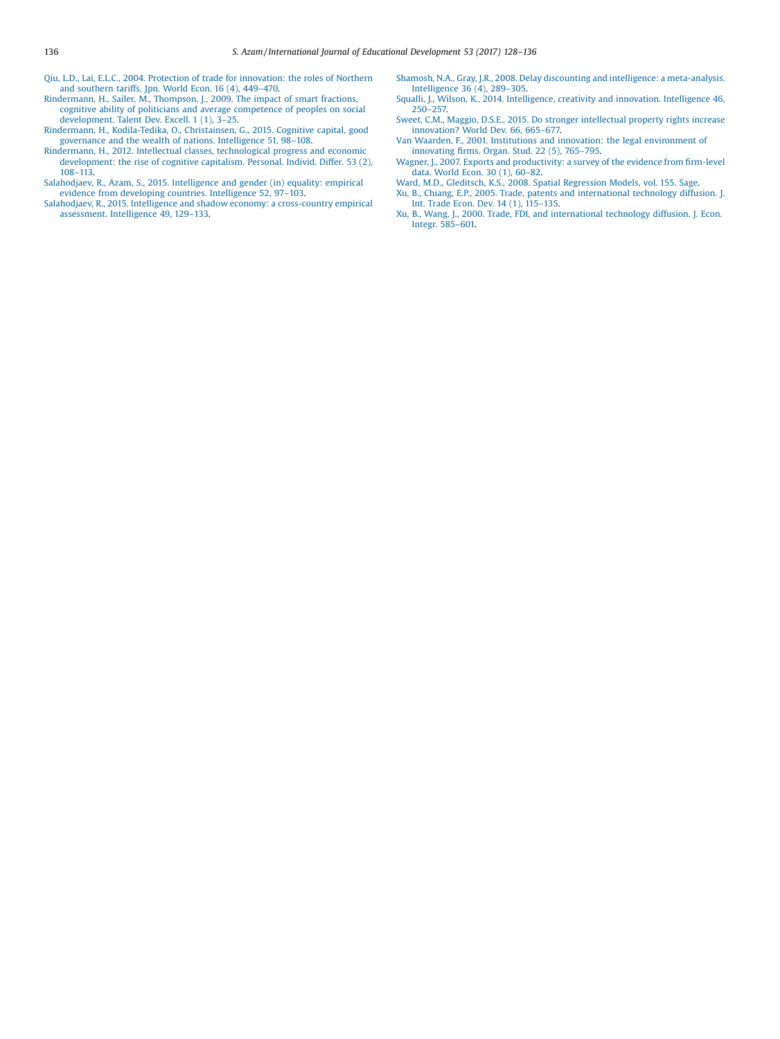Qiu, L.D., Lai, E.L.C., 2004. Protection of trade for innovation: the roles of Northern and southern tariffs. Jpn. World Econ. 16 (4), 449–470.

Rindermann, H., Sailer, M., Thompson, J., 2009. The impact of smart fractions, cognitive ability of politicians and average competence of peoples on social development. Talent Dev. Excell. 1 (1), 3–25.

Rindermann, H., Kodila-Tedika, O., Christainsen, G., 2015. Cognitive capital, good governance and the wealth of nations. Intelligence 51, 98–108.

Rindermann, H., 2012. Intellectual classes, technological progress and economic development: the rise of cognitive capitalism. Personal. Individ. Differ. 53 (2), 108–113.

Salahodjaev, R., Azam, S., 2015. Intelligence and gender (in) equality: empirical evidence from developing countries. Intelligence 52, 97–103.

Salahodjaev, R., 2015. Intelligence and shadow economy: a cross-country empirical assessment. Intelligence 49, 129–133.

Shamosh, N.A., Gray, J.R., 2008. Delay discounting and intelligence: a meta-analysis. Intelligence 36 (4), 289–305.

Squalli, J., Wilson, K., 2014. Intelligence, creativity and innovation. Intelligence 46, 250–257.

Sweet, C.M., Maggio, D.S.E., 2015. Do stronger intellectual property rights increase innovation? World Dev. 66, 665–677.

Van Waarden, F., 2001. Institutions and innovation: the legal environment of innovating firms. Organ. Stud. 22 (5), 765–795.

Wagner, J., 2007. Exports and productivity: a survey of the evidence from firm-level data. World Econ. 30 (1), 60–82.

Ward, M.D., Gleditsch, K.S., 2008. Spatial Regression Models, vol. 155. Sage.

Xu, B., Chiang, E.P., 2005. Trade, patents and international technology diffusion. J. Int. Trade Econ. Dev. 14 (1), 115–135.

Xu, B., Wang, J., 2000. Trade, FDI, and international technology diffusion. J. Econ. Integr. 585–601.